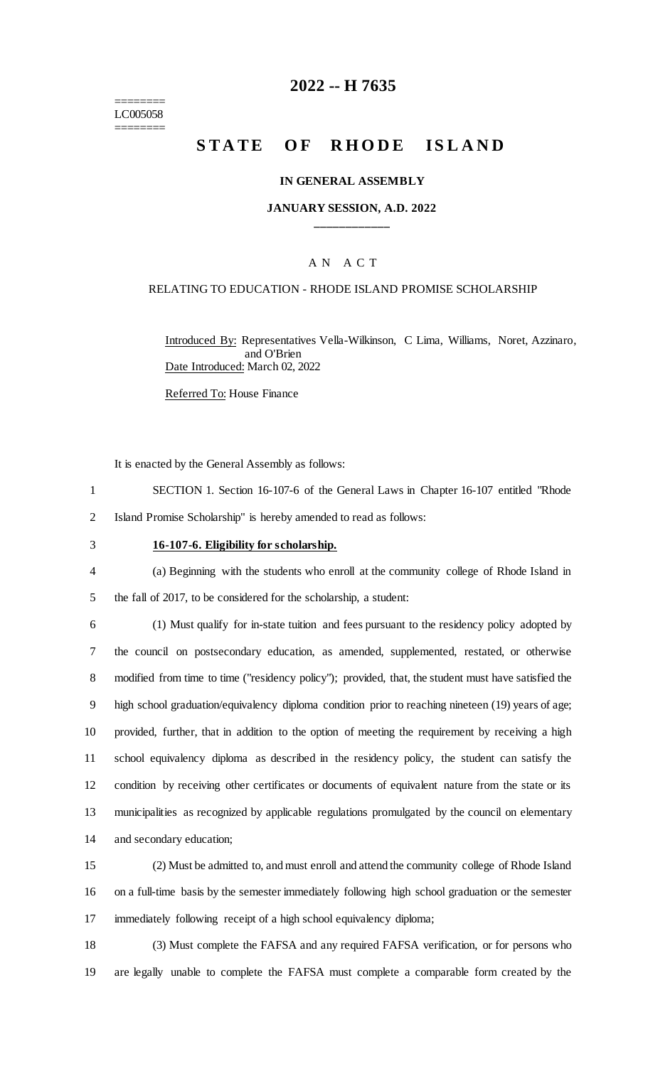========
LC005058
========

# 2022 -- H 7635

# STATE OF RHODE ISLAND

### IN GENERAL ASSEMBLY

### JANUARY SESSION, A.D. 2022

## AN ACT

RELATING TO EDUCATION - RHODE ISLAND PROMISE SCHOLARSHIP

Introduced By: Representatives Vella-Wilkinson, C Lima, Williams, Noret, Azzinaro, and O'Brien

Date Introduced: March 02, 2022

Referred To: House Finance

It is enacted by the General Assembly as follows:

1 SECTION 1. Section 16-107-6 of the General Laws in Chapter 16-107 entitled "Rhode
2 Island Promise Scholarship" is hereby amended to read as follows:

3 **16-107-6. Eligibility for scholarship.**

4 (a) Beginning with the students who enroll at the community college of Rhode Island in
5 the fall of 2017, to be considered for the scholarship, a student:

6 (1) Must qualify for in-state tuition and fees pursuant to the residency policy adopted by
7 the council on postsecondary education, as amended, supplemented, restated, or otherwise
8 modified from time to time ("residency policy"); provided, that, the student must have satisfied the
9 high school graduation/equivalency diploma condition prior to reaching nineteen (19) years of age;
10 provided, further, that in addition to the option of meeting the requirement by receiving a high
11 school equivalency diploma as described in the residency policy, the student can satisfy the
12 condition by receiving other certificates or documents of equivalent nature from the state or its
13 municipalities as recognized by applicable regulations promulgated by the council on elementary
14 and secondary education;

15 (2) Must be admitted to, and must enroll and attend the community college of Rhode Island
16 on a full-time basis by the semester immediately following high school graduation or the semester
17 immediately following receipt of a high school equivalency diploma;

18 (3) Must complete the FAFSA and any required FAFSA verification, or for persons who
19 are legally unable to complete the FAFSA must complete a comparable form created by the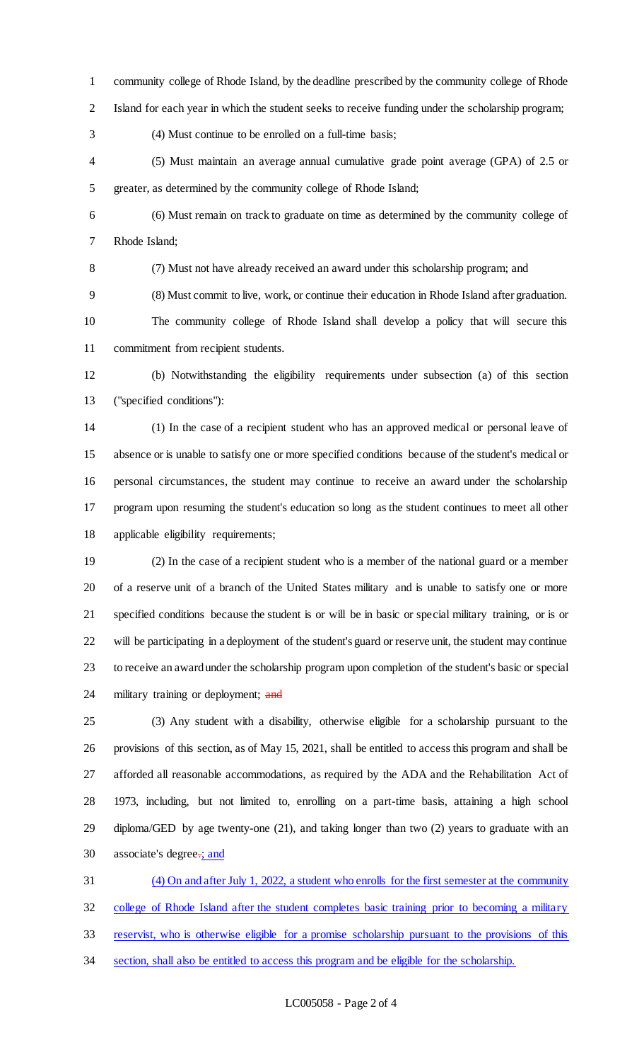community college of Rhode Island, by the deadline prescribed by the community college of Rhode Island for each year in which the student seeks to receive funding under the scholarship program;

(4) Must continue to be enrolled on a full-time basis;

(5) Must maintain an average annual cumulative grade point average (GPA) of 2.5 or greater, as determined by the community college of Rhode Island;

(6) Must remain on track to graduate on time as determined by the community college of Rhode Island;

(7) Must not have already received an award under this scholarship program; and

(8) Must commit to live, work, or continue their education in Rhode Island after graduation. The community college of Rhode Island shall develop a policy that will secure this commitment from recipient students.

(b) Notwithstanding the eligibility requirements under subsection (a) of this section ("specified conditions"):

(1) In the case of a recipient student who has an approved medical or personal leave of absence or is unable to satisfy one or more specified conditions because of the student's medical or personal circumstances, the student may continue to receive an award under the scholarship program upon resuming the student's education so long as the student continues to meet all other applicable eligibility requirements;

(2) In the case of a recipient student who is a member of the national guard or a member of a reserve unit of a branch of the United States military and is unable to satisfy one or more specified conditions because the student is or will be in basic or special military training, or is or will be participating in a deployment of the student's guard or reserve unit, the student may continue to receive an award under the scholarship program upon completion of the student's basic or special military training or deployment; ~~and~~

(3) Any student with a disability, otherwise eligible for a scholarship pursuant to the provisions of this section, as of May 15, 2021, shall be entitled to access this program and shall be afforded all reasonable accommodations, as required by the ADA and the Rehabilitation Act of 1973, including, but not limited to, enrolling on a part-time basis, attaining a high school diploma/GED by age twenty-one (21), and taking longer than two (2) years to graduate with an associate's degree~~.~~; and

(4) On and after July 1, 2022, a student who enrolls for the first semester at the community college of Rhode Island after the student completes basic training prior to becoming a military reservist, who is otherwise eligible for a promise scholarship pursuant to the provisions of this section, shall also be entitled to access this program and be eligible for the scholarship.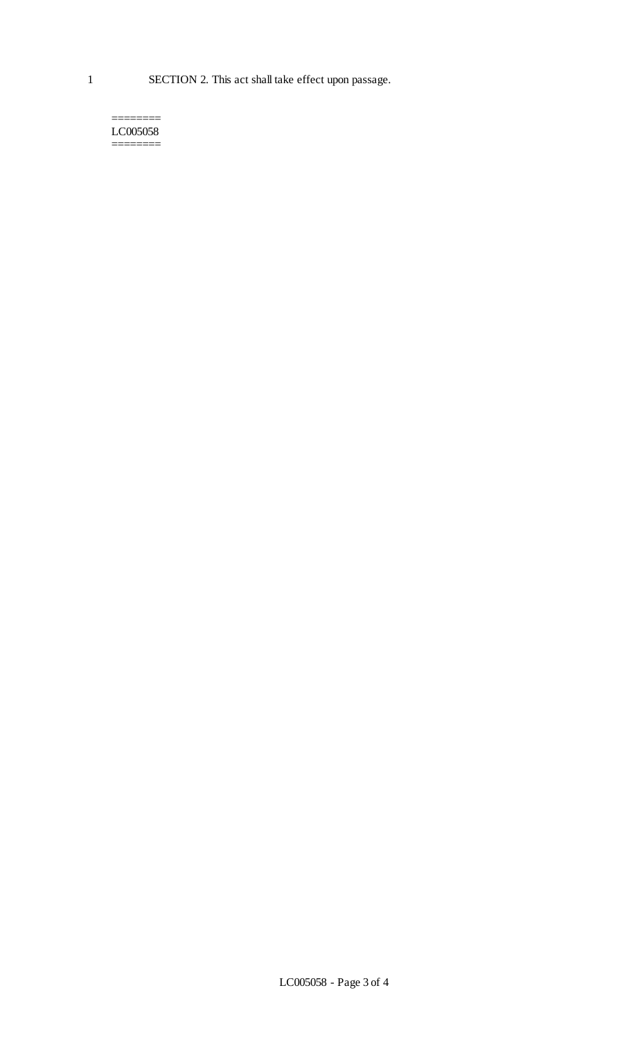1 SECTION 2. This act shall take effect upon passage.

========
LC005058
========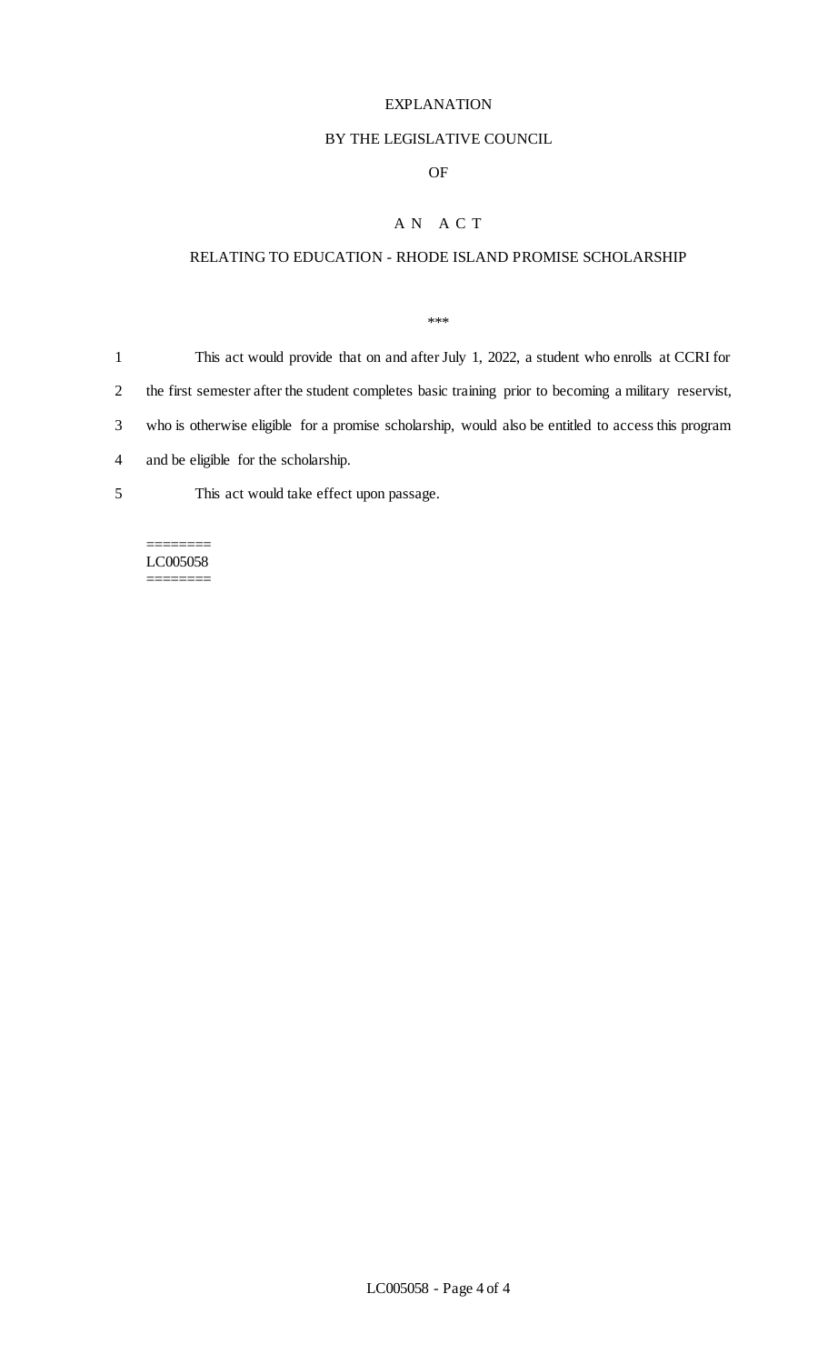EXPLANATION

BY THE LEGISLATIVE COUNCIL

OF

A N A C T

RELATING TO EDUCATION - RHODE ISLAND PROMISE SCHOLARSHIP

\*\*\*

1 This act would provide that on and after July 1, 2022, a student who enrolls at CCRI for
2 the first semester after the student completes basic training prior to becoming a military reservist,
3 who is otherwise eligible for a promise scholarship, would also be entitled to access this program
4 and be eligible for the scholarship.
5 This act would take effect upon passage.

========
LC005058
========